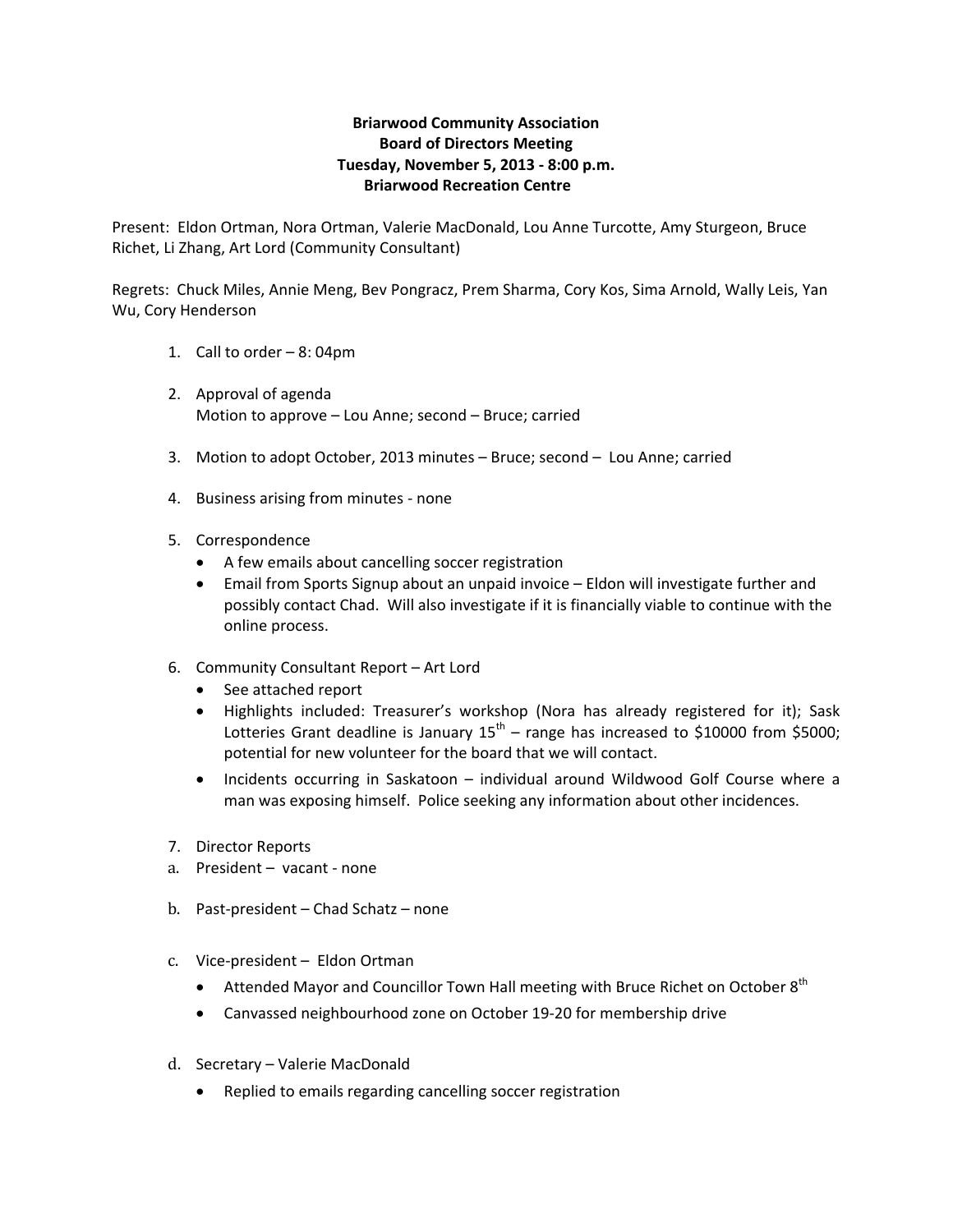**Briarwood Community Association**
**Board of Directors Meeting**
**Tuesday, November 5, 2013 - 8:00 p.m.**
**Briarwood Recreation Centre**

Present: Eldon Ortman, Nora Ortman, Valerie MacDonald, Lou Anne Turcotte, Amy Sturgeon, Bruce Richet, Li Zhang, Art Lord (Community Consultant)

Regrets: Chuck Miles, Annie Meng, Bev Pongracz, Prem Sharma, Cory Kos, Sima Arnold, Wally Leis, Yan Wu, Cory Henderson

1. Call to order – 8: 04pm

2. Approval of agenda
   Motion to approve – Lou Anne; second – Bruce; carried

3. Motion to adopt October, 2013 minutes – Bruce; second – Lou Anne; carried

4. Business arising from minutes - none

5. Correspondence
   - A few emails about cancelling soccer registration
   - Email from Sports Signup about an unpaid invoice – Eldon will investigate further and possibly contact Chad. Will also investigate if it is financially viable to continue with the online process.

6. Community Consultant Report – Art Lord
   - See attached report
   - Highlights included: Treasurer's workshop (Nora has already registered for it); Sask Lotteries Grant deadline is January 15th – range has increased to $10000 from $5000; potential for new volunteer for the board that we will contact.
   - Incidents occurring in Saskatoon – individual around Wildwood Golf Course where a man was exposing himself. Police seeking any information about other incidences.

7. Director Reports

a. President – vacant - none

b. Past-president – Chad Schatz – none

c. Vice-president – Eldon Ortman
   - Attended Mayor and Councillor Town Hall meeting with Bruce Richet on October 8th
   - Canvassed neighbourhood zone on October 19-20 for membership drive

d. Secretary – Valerie MacDonald
   - Replied to emails regarding cancelling soccer registration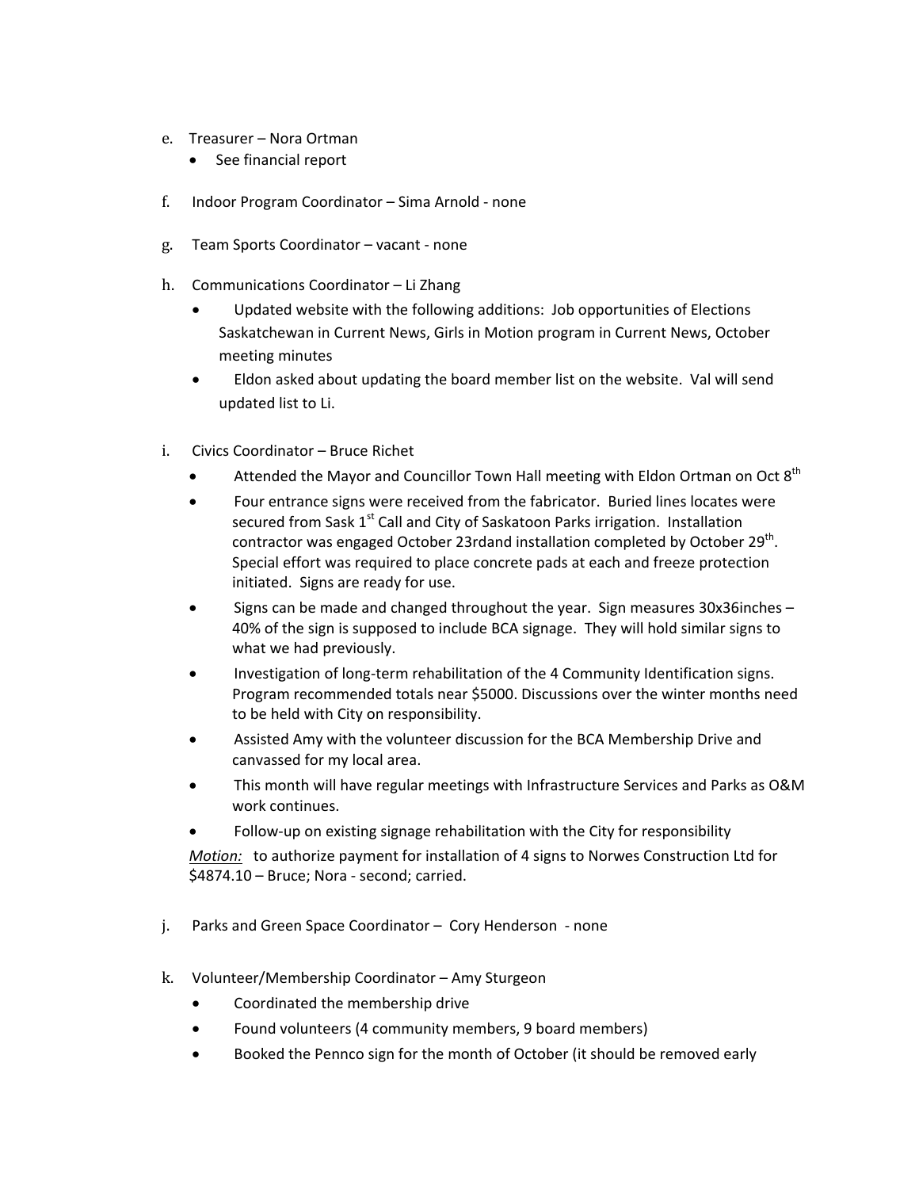e. Treasurer – Nora Ortman
   - See financial report

f. Indoor Program Coordinator – Sima Arnold - none

g. Team Sports Coordinator – vacant - none

h. Communications Coordinator – Li Zhang
   - Updated website with the following additions: Job opportunities of Elections Saskatchewan in Current News, Girls in Motion program in Current News, October meeting minutes
   - Eldon asked about updating the board member list on the website. Val will send updated list to Li.

i. Civics Coordinator – Bruce Richet
   - Attended the Mayor and Councillor Town Hall meeting with Eldon Ortman on Oct 8th
   - Four entrance signs were received from the fabricator. Buried lines locates were secured from Sask 1st Call and City of Saskatoon Parks irrigation. Installation contractor was engaged October 23rdand installation completed by October 29th. Special effort was required to place concrete pads at each and freeze protection initiated. Signs are ready for use.
   - Signs can be made and changed throughout the year. Sign measures 30x36inches – 40% of the sign is supposed to include BCA signage. They will hold similar signs to what we had previously.
   - Investigation of long-term rehabilitation of the 4 Community Identification signs. Program recommended totals near $5000. Discussions over the winter months need to be held with City on responsibility.
   - Assisted Amy with the volunteer discussion for the BCA Membership Drive and canvassed for my local area.
   - This month will have regular meetings with Infrastructure Services and Parks as O&M work continues.
   - Follow-up on existing signage rehabilitation with the City for responsibility

   *Motion:* to authorize payment for installation of 4 signs to Norwes Construction Ltd for $4874.10 – Bruce; Nora - second; carried.

j. Parks and Green Space Coordinator – Cory Henderson - none

k. Volunteer/Membership Coordinator – Amy Sturgeon
   - Coordinated the membership drive
   - Found volunteers (4 community members, 9 board members)
   - Booked the Pennco sign for the month of October (it should be removed early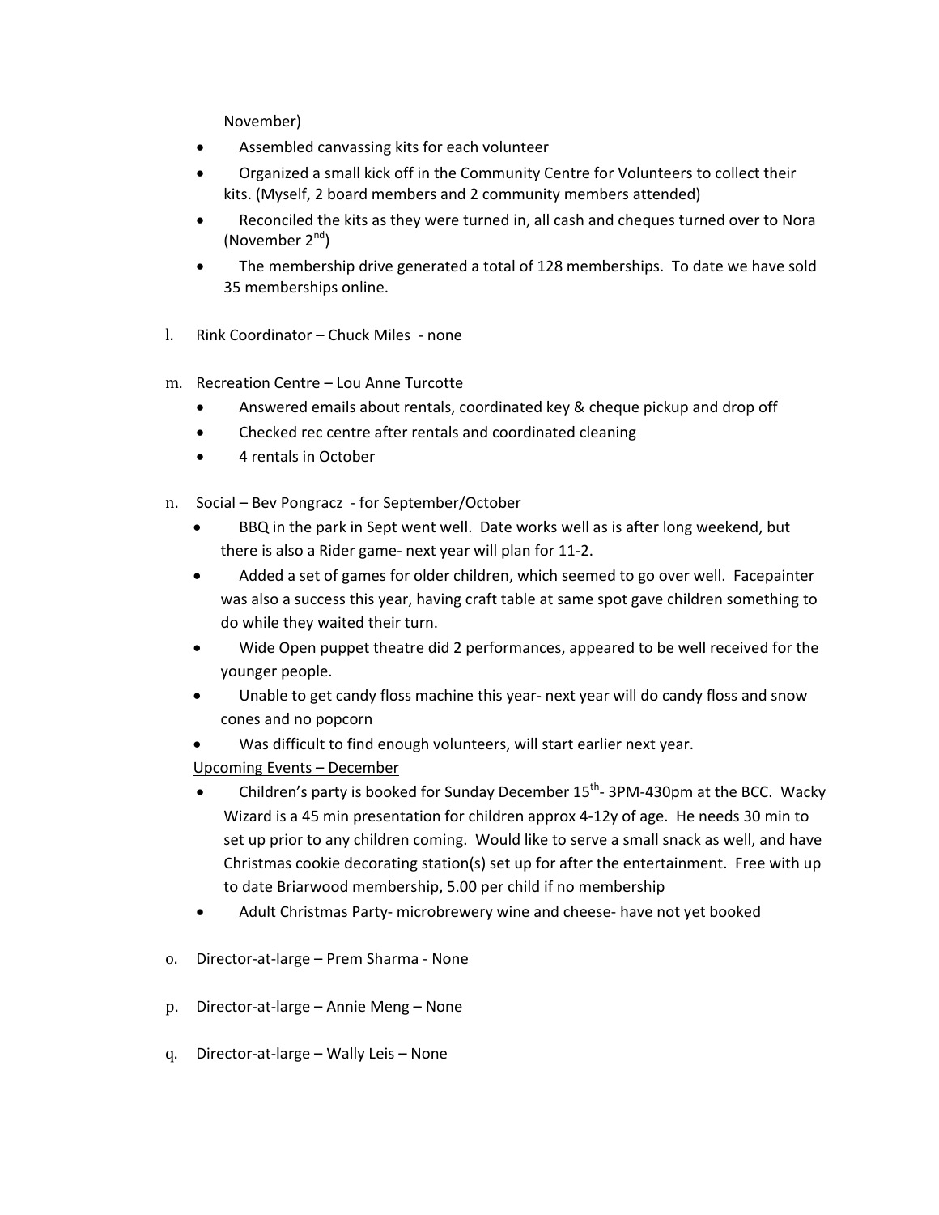November)

- Assembled canvassing kits for each volunteer
- Organized a small kick off in the Community Centre for Volunteers to collect their kits. (Myself, 2 board members and 2 community members attended)
- Reconciled the kits as they were turned in, all cash and cheques turned over to Nora (November 2nd)
- The membership drive generated a total of 128 memberships. To date we have sold 35 memberships online.

l. Rink Coordinator – Chuck Miles - none

m. Recreation Centre – Lou Anne Turcotte

- Answered emails about rentals, coordinated key & cheque pickup and drop off
- Checked rec centre after rentals and coordinated cleaning
- 4 rentals in October

n. Social – Bev Pongracz - for September/October

- BBQ in the park in Sept went well. Date works well as is after long weekend, but there is also a Rider game- next year will plan for 11-2.
- Added a set of games for older children, which seemed to go over well. Facepainter was also a success this year, having craft table at same spot gave children something to do while they waited their turn.
- Wide Open puppet theatre did 2 performances, appeared to be well received for the younger people.
- Unable to get candy floss machine this year- next year will do candy floss and snow cones and no popcorn
- Was difficult to find enough volunteers, will start earlier next year.

<u>Upcoming Events – December</u>

- Children's party is booked for Sunday December 15th- 3PM-430pm at the BCC. Wacky Wizard is a 45 min presentation for children approx 4-12y of age. He needs 30 min to set up prior to any children coming. Would like to serve a small snack as well, and have Christmas cookie decorating station(s) set up for after the entertainment. Free with up to date Briarwood membership, 5.00 per child if no membership
- Adult Christmas Party- microbrewery wine and cheese- have not yet booked

o. Director-at-large – Prem Sharma - None

p. Director-at-large – Annie Meng – None

q. Director-at-large – Wally Leis – None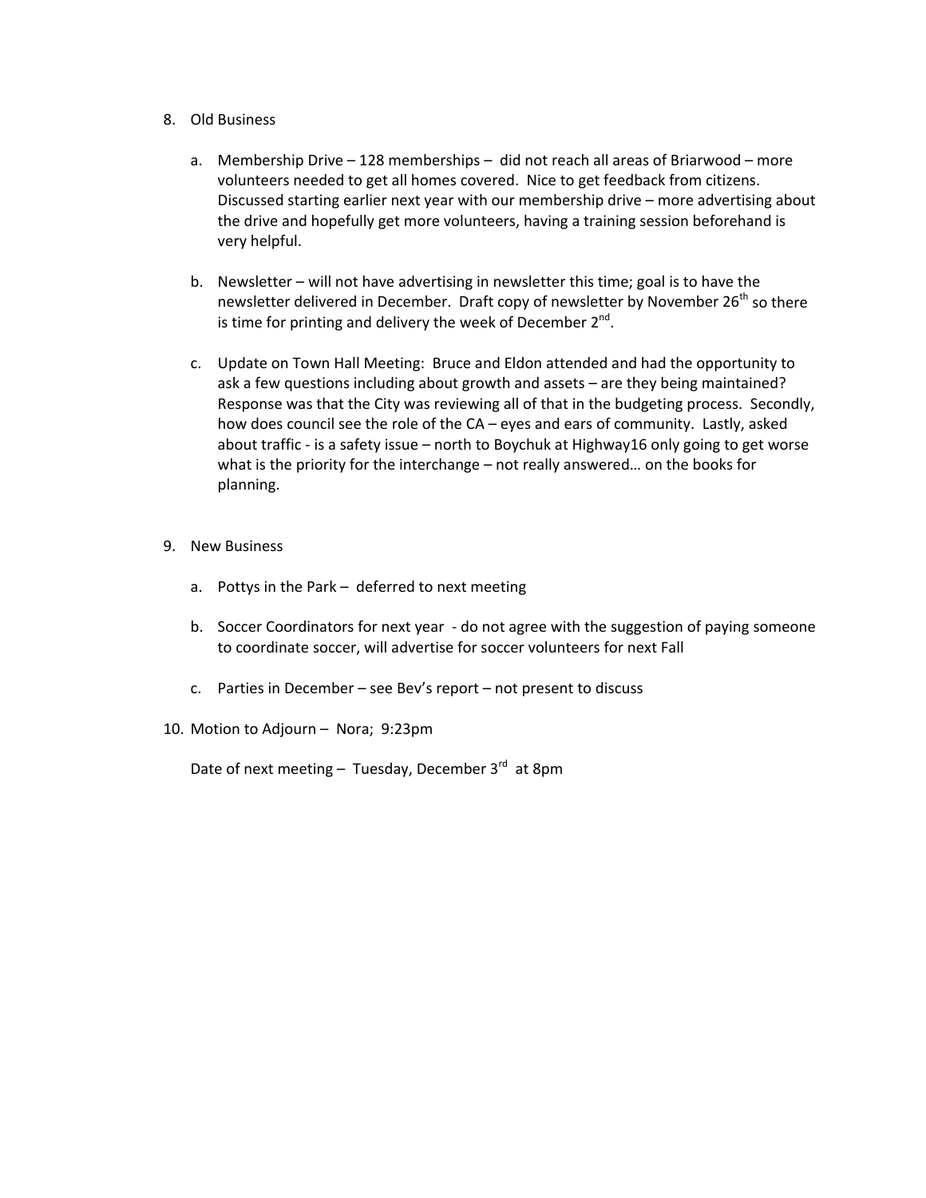8. Old Business

   a. Membership Drive – 128 memberships – did not reach all areas of Briarwood – more volunteers needed to get all homes covered. Nice to get feedback from citizens. Discussed starting earlier next year with our membership drive – more advertising about the drive and hopefully get more volunteers, having a training session beforehand is very helpful.

   b. Newsletter – will not have advertising in newsletter this time; goal is to have the newsletter delivered in December. Draft copy of newsletter by November 26th so there is time for printing and delivery the week of December 2nd.

   c. Update on Town Hall Meeting: Bruce and Eldon attended and had the opportunity to ask a few questions including about growth and assets – are they being maintained? Response was that the City was reviewing all of that in the budgeting process. Secondly, how does council see the role of the CA – eyes and ears of community. Lastly, asked about traffic - is a safety issue – north to Boychuk at Highway16 only going to get worse what is the priority for the interchange – not really answered… on the books for planning.

9. New Business

   a. Pottys in the Park – deferred to next meeting

   b. Soccer Coordinators for next year - do not agree with the suggestion of paying someone to coordinate soccer, will advertise for soccer volunteers for next Fall

   c. Parties in December – see Bev's report – not present to discuss

10. Motion to Adjourn – Nora; 9:23pm

    Date of next meeting – Tuesday, December 3rd at 8pm